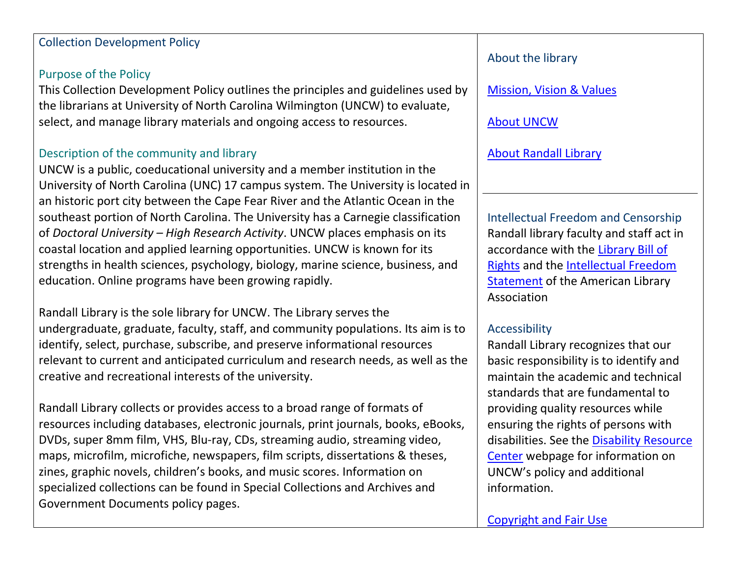# Collection Development Policy

## Purpose of the Policy

This Collection Development Policy outlines the principles and guidelines used by the librarians at University of North Carolina Wilmington (UNCW) to evaluate, select, and manage library materials and ongoing access to resources.

## Description of the community and library

UNCW is a public, coeducational university and a member institution in the University of North Carolina (UNC) 17 campus system. The University is located in an historic port city between the Cape Fear River and the Atlantic Ocean in the southeast portion of North Carolina. The University has a Carnegie classification of *Doctoral University – High Research Activity*. UNCW places emphasis on its coastal location and applied learning opportunities. UNCW is known for its strengths in health sciences, psychology, biology, marine science, business, and education. Online programs have been growing rapidly.

Randall Library is the sole library for UNCW. The Library serves the undergraduate, graduate, faculty, staff, and community populations. Its aim is to identify, select, purchase, subscribe, and preserve informational resources relevant to current and anticipated curriculum and research needs, as well as the creative and recreational interests of the university.

Randall Library collects or provides access to a broad range of formats of resources including databases, electronic journals, print journals, books, eBooks, DVDs, super 8mm film, VHS, Blu-ray, CDs, streaming audio, streaming video, maps, microfilm, microfiche, newspapers, film scripts, dissertations & theses, zines, graphic novels, children's books, and music scores. Information on specialized collections can be found in Special Collections and Archives and Government Documents policy pages.

## About the library

[Mission, Vision & Values]

[About UNCW]

[About Randall Library]

## Intellectual Freedom and Censorship

Randall library faculty and staff act in accordance with the [Library Bill of Rights] and the [Intellectual Freedom Statement] of the American Library Association

## Accessibility

Randall Library recognizes that our basic responsibility is to identify and maintain the academic and technical standards that are fundamental to providing quality resources while ensuring the rights of persons with disabilities. See the [Disability Resource Center] webpage for information on UNCW's policy and additional information.

[Copyright and Fair Use]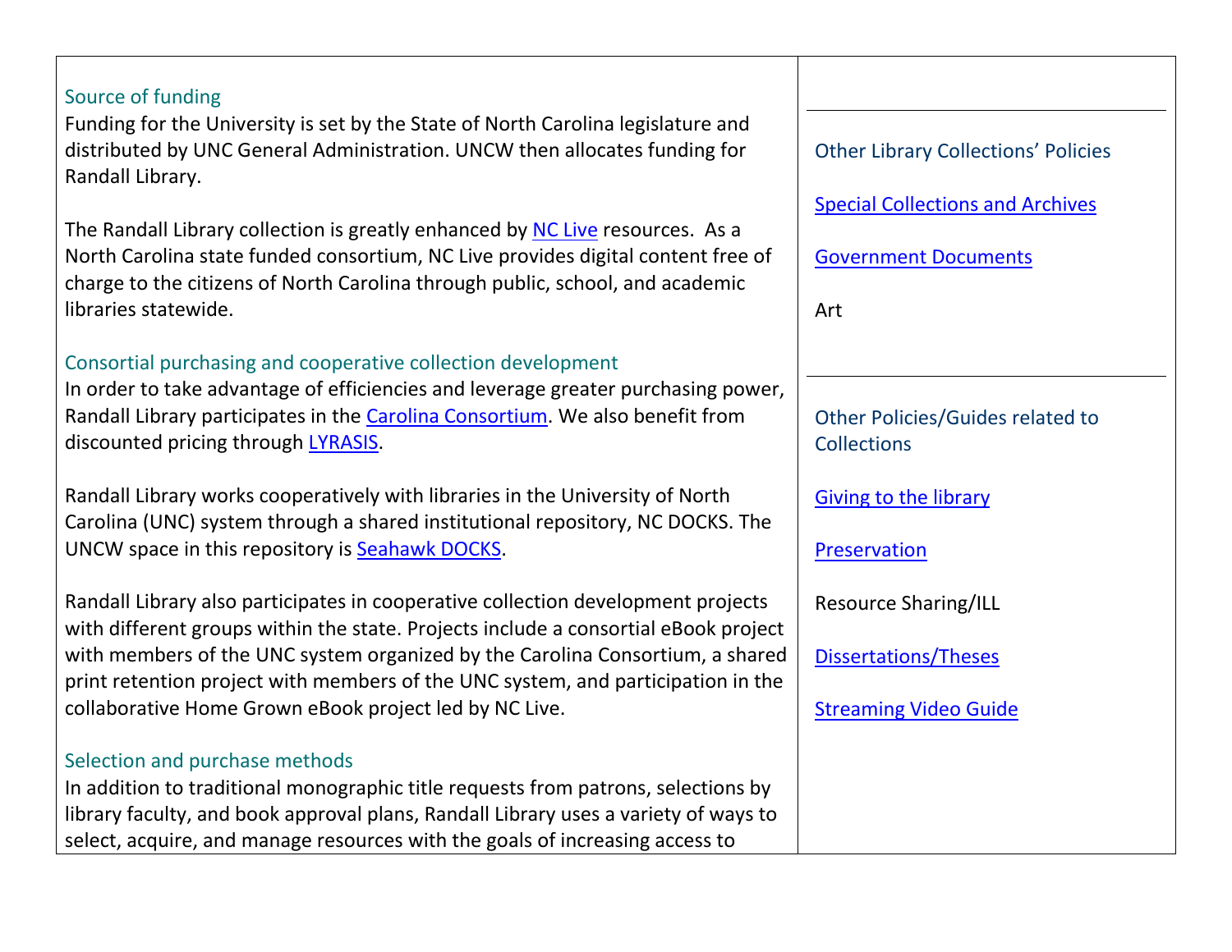### Source of funding

Funding for the University is set by the State of North Carolina legislature and distributed by UNC General Administration. UNCW then allocates funding for Randall Library.

The Randall Library collection is greatly enhanced by NC Live resources. As a North Carolina state funded consortium, NC Live provides digital content free of charge to the citizens of North Carolina through public, school, and academic libraries statewide.

### Consortial purchasing and cooperative collection development

In order to take advantage of efficiencies and leverage greater purchasing power, Randall Library participates in the Carolina Consortium. We also benefit from discounted pricing through LYRASIS.

Randall Library works cooperatively with libraries in the University of North Carolina (UNC) system through a shared institutional repository, NC DOCKS. The UNCW space in this repository is Seahawk DOCKS.

Randall Library also participates in cooperative collection development projects with different groups within the state. Projects include a consortial eBook project with members of the UNC system organized by the Carolina Consortium, a shared print retention project with members of the UNC system, and participation in the collaborative Home Grown eBook project led by NC Live.

### Selection and purchase methods

In addition to traditional monographic title requests from patrons, selections by library faculty, and book approval plans, Randall Library uses a variety of ways to select, acquire, and manage resources with the goals of increasing access to

---

#### Other Library Collections' Policies

Special Collections and Archives

Government Documents

Art

---

#### Other Policies/Guides related to Collections

Giving to the library

Preservation

Resource Sharing/ILL

Dissertations/Theses

Streaming Video Guide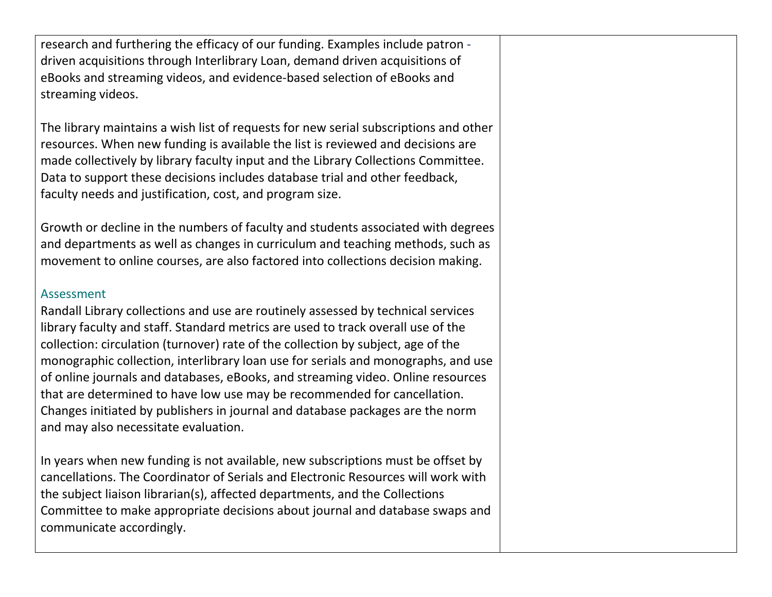research and furthering the efficacy of our funding. Examples include patron-driven acquisitions through Interlibrary Loan, demand driven acquisitions of eBooks and streaming videos, and evidence-based selection of eBooks and streaming videos.

The library maintains a wish list of requests for new serial subscriptions and other resources. When new funding is available the list is reviewed and decisions are made collectively by library faculty input and the Library Collections Committee. Data to support these decisions includes database trial and other feedback, faculty needs and justification, cost, and program size.

Growth or decline in the numbers of faculty and students associated with degrees and departments as well as changes in curriculum and teaching methods, such as movement to online courses, are also factored into collections decision making.

### Assessment

Randall Library collections and use are routinely assessed by technical services library faculty and staff. Standard metrics are used to track overall use of the collection: circulation (turnover) rate of the collection by subject, age of the monographic collection, interlibrary loan use for serials and monographs, and use of online journals and databases, eBooks, and streaming video. Online resources that are determined to have low use may be recommended for cancellation. Changes initiated by publishers in journal and database packages are the norm and may also necessitate evaluation.

In years when new funding is not available, new subscriptions must be offset by cancellations. The Coordinator of Serials and Electronic Resources will work with the subject liaison librarian(s), affected departments, and the Collections Committee to make appropriate decisions about journal and database swaps and communicate accordingly.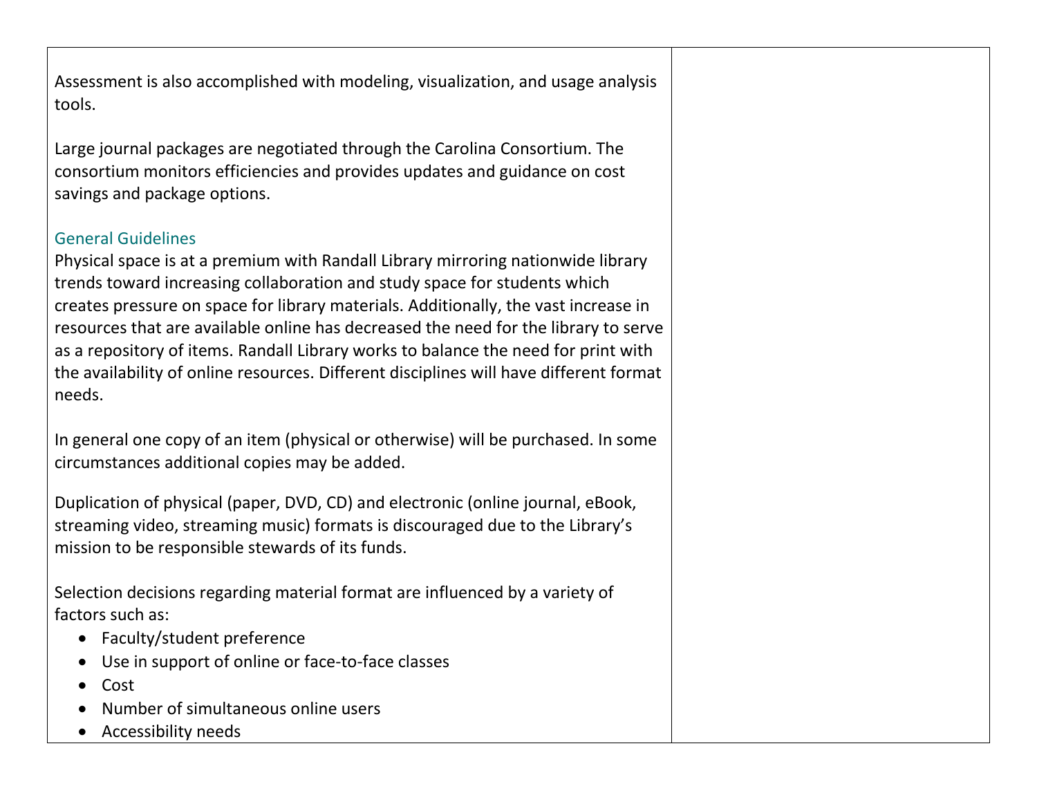Assessment is also accomplished with modeling, visualization, and usage analysis tools.

Large journal packages are negotiated through the Carolina Consortium. The consortium monitors efficiencies and provides updates and guidance on cost savings and package options.

### General Guidelines

Physical space is at a premium with Randall Library mirroring nationwide library trends toward increasing collaboration and study space for students which creates pressure on space for library materials. Additionally, the vast increase in resources that are available online has decreased the need for the library to serve as a repository of items. Randall Library works to balance the need for print with the availability of online resources. Different disciplines will have different format needs.

In general one copy of an item (physical or otherwise) will be purchased. In some circumstances additional copies may be added.

Duplication of physical (paper, DVD, CD) and electronic (online journal, eBook, streaming video, streaming music) formats is discouraged due to the Library's mission to be responsible stewards of its funds.

Selection decisions regarding material format are influenced by a variety of factors such as:

- Faculty/student preference
- Use in support of online or face-to-face classes
- Cost
- Number of simultaneous online users
- Accessibility needs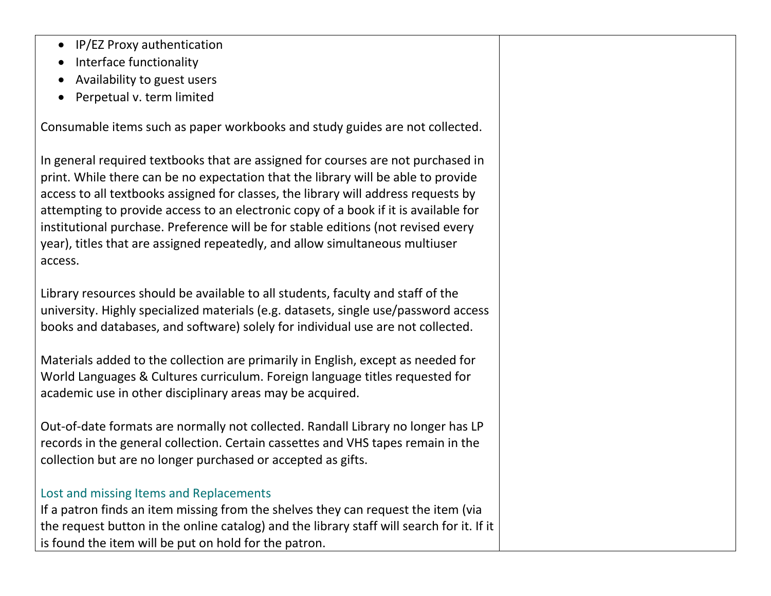- IP/EZ Proxy authentication
- Interface functionality
- Availability to guest users
- Perpetual v. term limited

Consumable items such as paper workbooks and study guides are not collected.

In general required textbooks that are assigned for courses are not purchased in print. While there can be no expectation that the library will be able to provide access to all textbooks assigned for classes, the library will address requests by attempting to provide access to an electronic copy of a book if it is available for institutional purchase. Preference will be for stable editions (not revised every year), titles that are assigned repeatedly, and allow simultaneous multiuser access.

Library resources should be available to all students, faculty and staff of the university. Highly specialized materials (e.g. datasets, single use/password access books and databases, and software) solely for individual use are not collected.

Materials added to the collection are primarily in English, except as needed for World Languages & Cultures curriculum. Foreign language titles requested for academic use in other disciplinary areas may be acquired.

Out-of-date formats are normally not collected. Randall Library no longer has LP records in the general collection. Certain cassettes and VHS tapes remain in the collection but are no longer purchased or accepted as gifts.

### Lost and missing Items and Replacements

If a patron finds an item missing from the shelves they can request the item (via the request button in the online catalog) and the library staff will search for it. If it is found the item will be put on hold for the patron.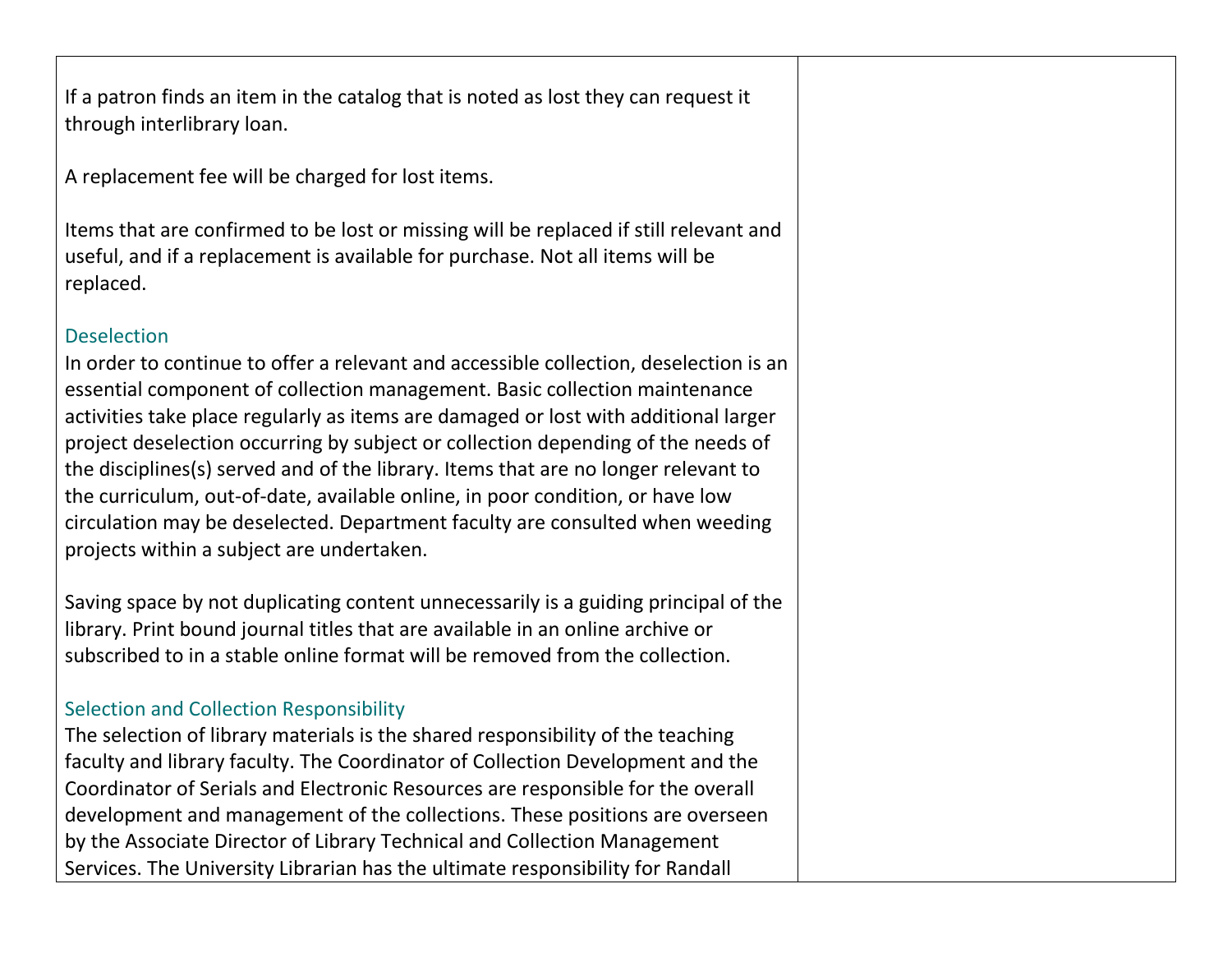If a patron finds an item in the catalog that is noted as lost they can request it through interlibrary loan.

A replacement fee will be charged for lost items.

Items that are confirmed to be lost or missing will be replaced if still relevant and useful, and if a replacement is available for purchase. Not all items will be replaced.

### Deselection

In order to continue to offer a relevant and accessible collection, deselection is an essential component of collection management. Basic collection maintenance activities take place regularly as items are damaged or lost with additional larger project deselection occurring by subject or collection depending of the needs of the disciplines(s) served and of the library. Items that are no longer relevant to the curriculum, out-of-date, available online, in poor condition, or have low circulation may be deselected. Department faculty are consulted when weeding projects within a subject are undertaken.

Saving space by not duplicating content unnecessarily is a guiding principal of the library. Print bound journal titles that are available in an online archive or subscribed to in a stable online format will be removed from the collection.

### Selection and Collection Responsibility

The selection of library materials is the shared responsibility of the teaching faculty and library faculty. The Coordinator of Collection Development and the Coordinator of Serials and Electronic Resources are responsible for the overall development and management of the collections. These positions are overseen by the Associate Director of Library Technical and Collection Management Services. The University Librarian has the ultimate responsibility for Randall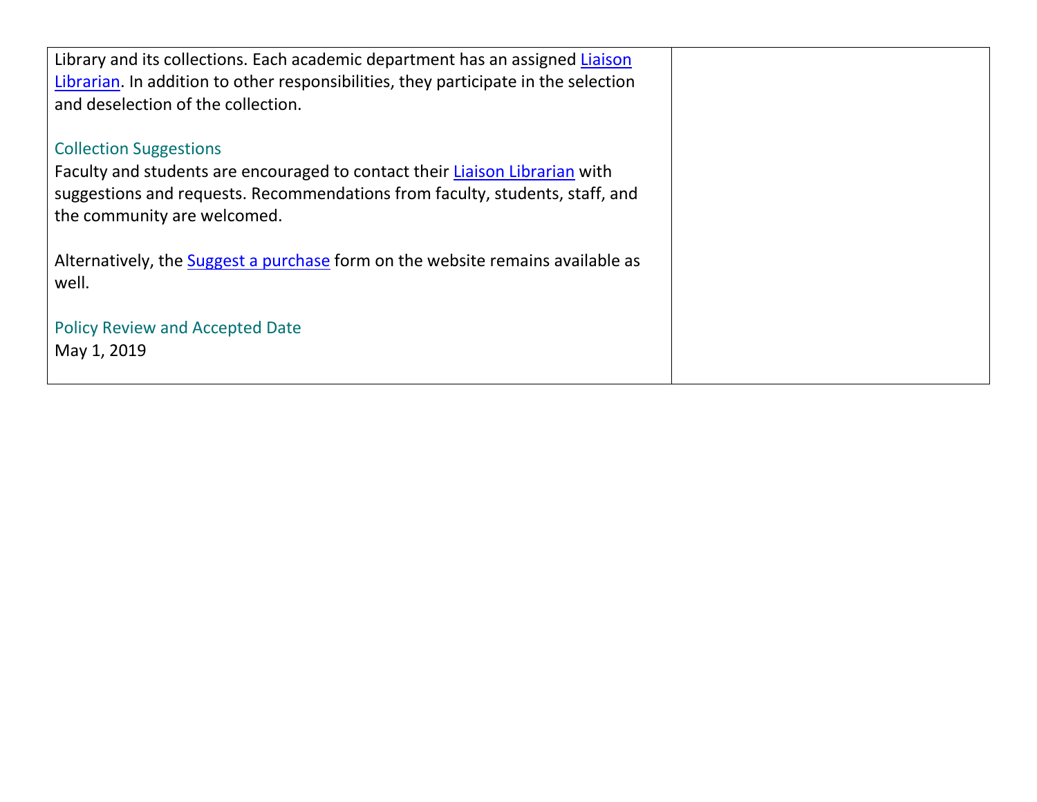| | |
|---|---|
| Library and its collections. Each academic department has an assigned Liaison Librarian. In addition to other responsibilities, they participate in the selection and deselection of the collection.<br><br>**Collection Suggestions**<br>Faculty and students are encouraged to contact their Liaison Librarian with suggestions and requests. Recommendations from faculty, students, staff, and the community are welcomed.<br><br>Alternatively, the Suggest a purchase form on the website remains available as well.<br><br>**Policy Review and Accepted Date**<br>May 1, 2019 | |